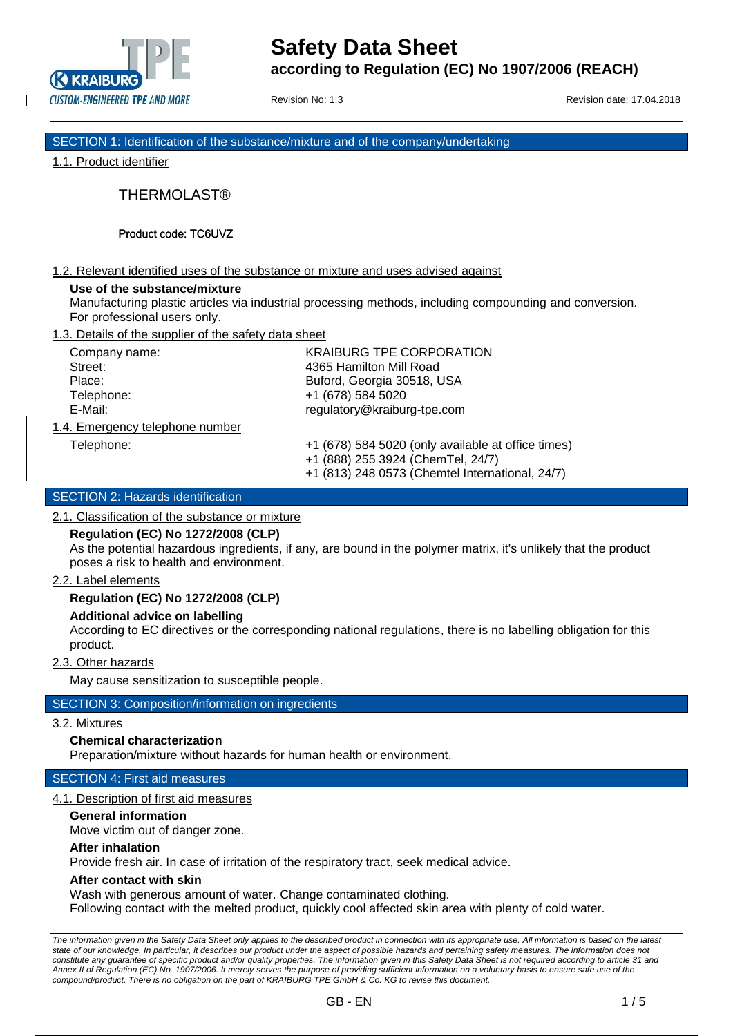# Safety Data Sheet

**according to Regulation (EC) No 1907/2006 (REACH)**

Revision No: 1.3

Revision date: 17.04.2018

## SECTION 1: Identification of the substance/mixture and of the company/undertaking

### 1.1. Product identifier

THERMOLAST®

Product code: TC6UVZ

### 1.2. Relevant identified uses of the substance or mixture and uses advised against

**Use of the substance/mixture**

Manufacturing plastic articles via industrial processing methods, including compounding and conversion. For professional users only.

### 1.3. Details of the supplier of the safety data sheet

| | |
|---|---|
| Company name: | KRAIBURG TPE CORPORATION |
| Street: | 4365 Hamilton Mill Road |
| Place: | Buford, Georgia 30518, USA |
| Telephone: | +1 (678) 584 5020 |
| E-Mail: | regulatory@kraiburg-tpe.com |

### 1.4. Emergency telephone number

Telephone:
+1 (678) 584 5020 (only available at office times)
+1 (888) 255 3924 (ChemTel, 24/7)
+1 (813) 248 0573 (Chemtel International, 24/7)

## SECTION 2: Hazards identification

### 2.1. Classification of the substance or mixture

**Regulation (EC) No 1272/2008 (CLP)**

As the potential hazardous ingredients, if any, are bound in the polymer matrix, it's unlikely that the product poses a risk to health and environment.

### 2.2. Label elements

**Regulation (EC) No 1272/2008 (CLP)**

**Additional advice on labelling**

According to EC directives or the corresponding national regulations, there is no labelling obligation for this product.

### 2.3. Other hazards

May cause sensitization to susceptible people.

## SECTION 3: Composition/information on ingredients

### 3.2. Mixtures

**Chemical characterization**

Preparation/mixture without hazards for human health or environment.

## SECTION 4: First aid measures

### 4.1. Description of first aid measures

**General information**

Move victim out of danger zone.

**After inhalation**

Provide fresh air. In case of irritation of the respiratory tract, seek medical advice.

**After contact with skin**

Wash with generous amount of water. Change contaminated clothing.
Following contact with the melted product, quickly cool affected skin area with plenty of cold water.

*The information given in the Safety Data Sheet only applies to the described product in connection with its appropriate use. All information is based on the latest state of our knowledge. In particular, it describes our product under the aspect of possible hazards and pertaining safety measures. The information does not constitute any guarantee of specific product and/or quality properties. The information given in this Safety Data Sheet is not required according to article 31 and Annex II of Regulation (EC) No. 1907/2006. It merely serves the purpose of providing sufficient information on a voluntary basis to ensure safe use of the compound/product. There is no obligation on the part of KRAIBURG TPE GmbH & Co. KG to revise this document.*

GB - EN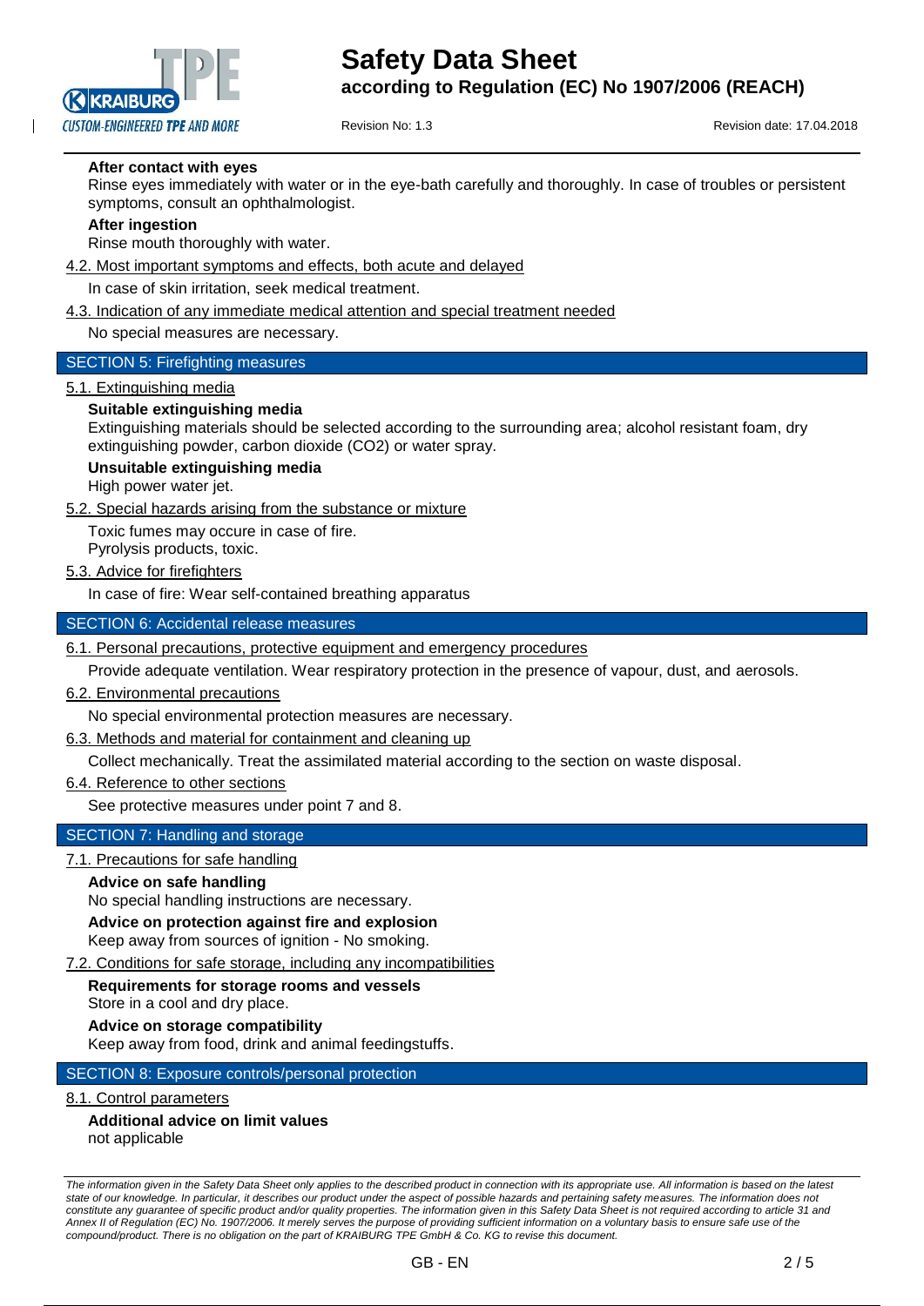**After contact with eyes**

Rinse eyes immediately with water or in the eye-bath carefully and thoroughly. In case of troubles or persistent symptoms, consult an ophthalmologist.

**After ingestion**

Rinse mouth thoroughly with water.

4.2. Most important symptoms and effects, both acute and delayed

In case of skin irritation, seek medical treatment.

4.3. Indication of any immediate medical attention and special treatment needed

No special measures are necessary.

## SECTION 5: Firefighting measures

5.1. Extinguishing media

**Suitable extinguishing media**

Extinguishing materials should be selected according to the surrounding area; alcohol resistant foam, dry extinguishing powder, carbon dioxide ($CO_2$) or water spray.

**Unsuitable extinguishing media**

High power water jet.

5.2. Special hazards arising from the substance or mixture

Toxic fumes may occure in case of fire.
Pyrolysis products, toxic.

5.3. Advice for firefighters

In case of fire: Wear self-contained breathing apparatus

## SECTION 6: Accidental release measures

6.1. Personal precautions, protective equipment and emergency procedures

Provide adequate ventilation. Wear respiratory protection in the presence of vapour, dust, and aerosols.

6.2. Environmental precautions

No special environmental protection measures are necessary.

6.3. Methods and material for containment and cleaning up

Collect mechanically. Treat the assimilated material according to the section on waste disposal.

6.4. Reference to other sections

See protective measures under point 7 and 8.

## SECTION 7: Handling and storage

7.1. Precautions for safe handling

**Advice on safe handling**

No special handling instructions are necessary.

**Advice on protection against fire and explosion**

Keep away from sources of ignition - No smoking.

7.2. Conditions for safe storage, including any incompatibilities

**Requirements for storage rooms and vessels**

Store in a cool and dry place.

**Advice on storage compatibility**

Keep away from food, drink and animal feedingstuffs.

## SECTION 8: Exposure controls/personal protection

8.1. Control parameters

**Additional advice on limit values**

not applicable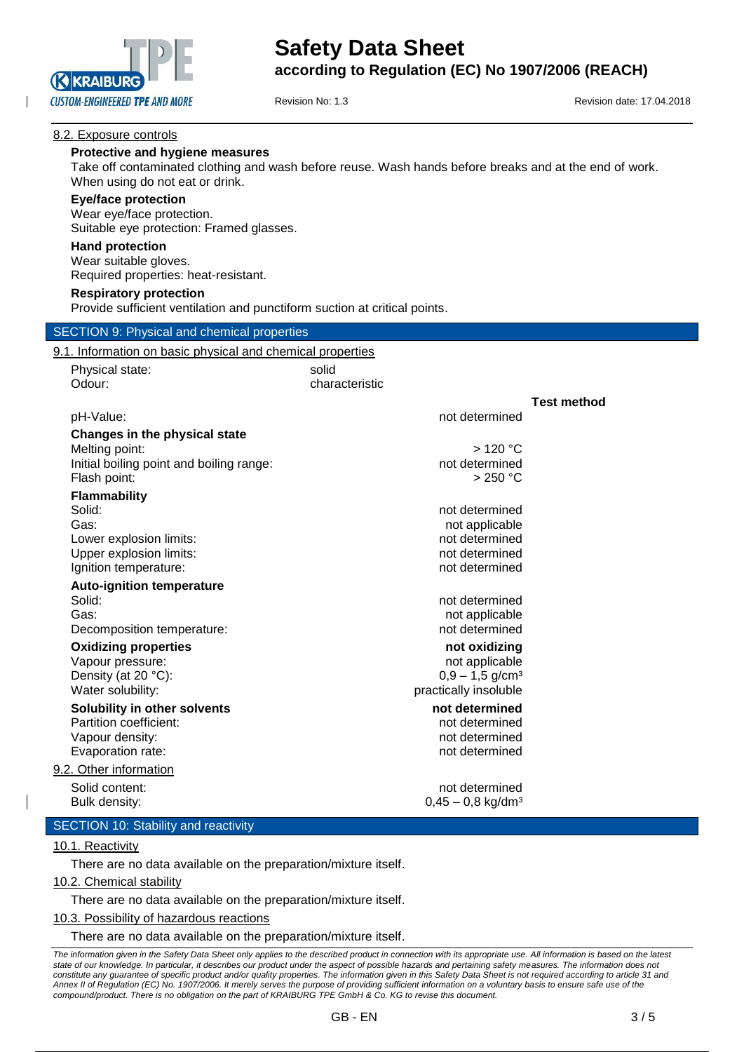### 8.2. Exposure controls

**Protective and hygiene measures**

Take off contaminated clothing and wash before reuse. Wash hands before breaks and at the end of work. When using do not eat or drink.

**Eye/face protection**

Wear eye/face protection.
Suitable eye protection: Framed glasses.

**Hand protection**

Wear suitable gloves.
Required properties: heat-resistant.

**Respiratory protection**

Provide sufficient ventilation and punctiform suction at critical points.

## SECTION 9: Physical and chemical properties

### 9.1. Information on basic physical and chemical properties

Physical state: solid
Odour: characteristic

| | | **Test method** |
|---|---|---|
| pH-Value: | not determined | |
| **Changes in the physical state** | | |
| Melting point: | > 120 °C | |
| Initial boiling point and boiling range: | not determined | |
| Flash point: | > 250 °C | |
| **Flammability** | | |
| Solid: | not determined | |
| Gas: | not applicable | |
| Lower explosion limits: | not determined | |
| Upper explosion limits: | not determined | |
| Ignition temperature: | not determined | |
| **Auto-ignition temperature** | | |
| Solid: | not determined | |
| Gas: | not applicable | |
| Decomposition temperature: | not determined | |
| **Oxidizing properties** | **not oxidizing** | |
| Vapour pressure: | not applicable | |
| Density (at 20 °C): | 0,9 – 1,5 g/cm³ | |
| Water solubility: | practically insoluble | |
| **Solubility in other solvents** | **not determined** | |
| Partition coefficient: | not determined | |
| Vapour density: | not determined | |
| Evaporation rate: | not determined | |

### 9.2. Other information

| | |
|---|---|
| Solid content: | not determined |
| Bulk density: | 0,45 – 0,8 kg/dm³ |

## SECTION 10: Stability and reactivity

### 10.1. Reactivity

There are no data available on the preparation/mixture itself.

### 10.2. Chemical stability

There are no data available on the preparation/mixture itself.

### 10.3. Possibility of hazardous reactions

There are no data available on the preparation/mixture itself.

*The information given in the Safety Data Sheet only applies to the described product in connection with its appropriate use. All information is based on the latest state of our knowledge. In particular, it describes our product under the aspect of possible hazards and pertaining safety measures. The information does not constitute any guarantee of specific product and/or quality properties. The information given in this Safety Data Sheet is not required according to article 31 and Annex II of Regulation (EC) No. 1907/2006. It merely serves the purpose of providing sufficient information on a voluntary basis to ensure safe use of the compound/product. There is no obligation on the part of KRAIBURG TPE GmbH & Co. KG to revise this document.*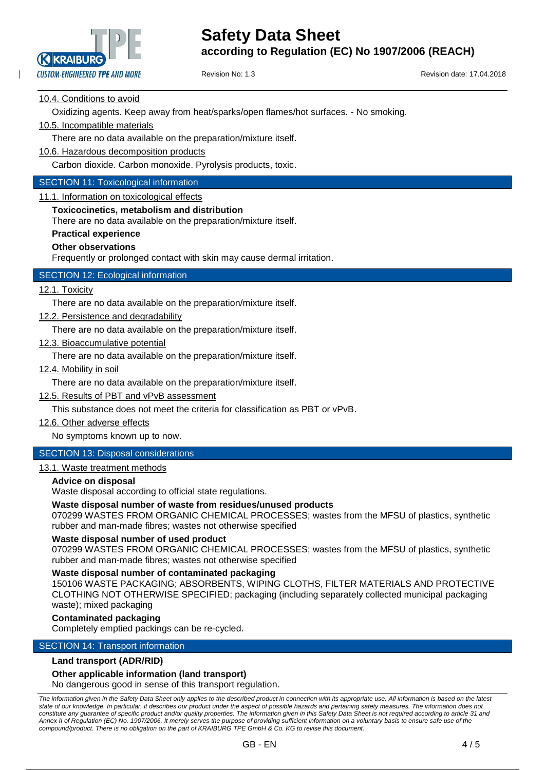#### 10.4. Conditions to avoid

Oxidizing agents. Keep away from heat/sparks/open flames/hot surfaces. - No smoking.

#### 10.5. Incompatible materials

There are no data available on the preparation/mixture itself.

#### 10.6. Hazardous decomposition products

Carbon dioxide. Carbon monoxide. Pyrolysis products, toxic.

## SECTION 11: Toxicological information

#### 11.1. Information on toxicological effects

**Toxicocinetics, metabolism and distribution**

There are no data available on the preparation/mixture itself.

**Practical experience**

**Other observations**

Frequently or prolonged contact with skin may cause dermal irritation.

## SECTION 12: Ecological information

#### 12.1. Toxicity

There are no data available on the preparation/mixture itself.

#### 12.2. Persistence and degradability

There are no data available on the preparation/mixture itself.

#### 12.3. Bioaccumulative potential

There are no data available on the preparation/mixture itself.

#### 12.4. Mobility in soil

There are no data available on the preparation/mixture itself.

#### 12.5. Results of PBT and vPvB assessment

This substance does not meet the criteria for classification as PBT or vPvB.

#### 12.6. Other adverse effects

No symptoms known up to now.

## SECTION 13: Disposal considerations

#### 13.1. Waste treatment methods

**Advice on disposal**

Waste disposal according to official state regulations.

**Waste disposal number of waste from residues/unused products**

070299 WASTES FROM ORGANIC CHEMICAL PROCESSES; wastes from the MFSU of plastics, synthetic rubber and man-made fibres; wastes not otherwise specified

**Waste disposal number of used product**

070299 WASTES FROM ORGANIC CHEMICAL PROCESSES; wastes from the MFSU of plastics, synthetic rubber and man-made fibres; wastes not otherwise specified

**Waste disposal number of contaminated packaging**

150106 WASTE PACKAGING; ABSORBENTS, WIPING CLOTHS, FILTER MATERIALS AND PROTECTIVE CLOTHING NOT OTHERWISE SPECIFIED; packaging (including separately collected municipal packaging waste); mixed packaging

**Contaminated packaging**

Completely emptied packings can be re-cycled.

## SECTION 14: Transport information

**Land transport (ADR/RID)**

**Other applicable information (land transport)**

No dangerous good in sense of this transport regulation.

*The information given in the Safety Data Sheet only applies to the described product in connection with its appropriate use. All information is based on the latest state of our knowledge. In particular, it describes our product under the aspect of possible hazards and pertaining safety measures. The information does not constitute any guarantee of specific product and/or quality properties. The information given in this Safety Data Sheet is not required according to article 31 and Annex II of Regulation (EC) No. 1907/2006. It merely serves the purpose of providing sufficient information on a voluntary basis to ensure safe use of the compound/product. There is no obligation on the part of KRAIBURG TPE GmbH & Co. KG to revise this document.*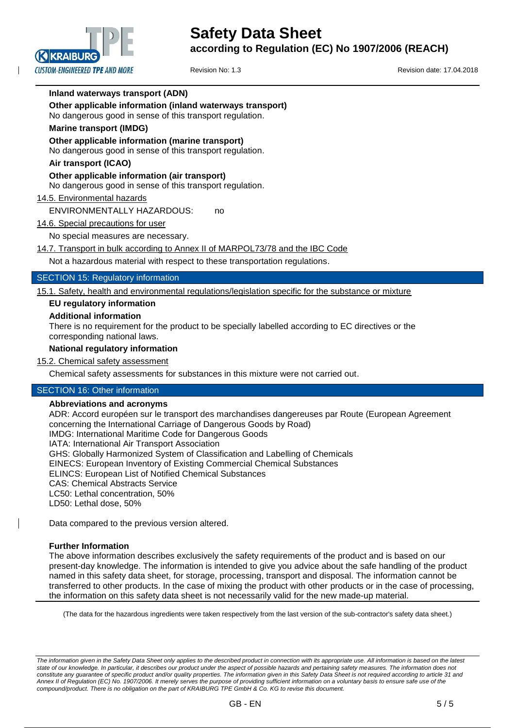**Inland waterways transport (ADN)**

**Other applicable information (inland waterways transport)**

No dangerous good in sense of this transport regulation.

**Marine transport (IMDG)**

**Other applicable information (marine transport)**

No dangerous good in sense of this transport regulation.

**Air transport (ICAO)**

**Other applicable information (air transport)**

No dangerous good in sense of this transport regulation.

14.5. Environmental hazards

ENVIRONMENTALLY HAZARDOUS: no

14.6. Special precautions for user

No special measures are necessary.

14.7. Transport in bulk according to Annex II of MARPOL73/78 and the IBC Code

Not a hazardous material with respect to these transportation regulations.

## SECTION 15: Regulatory information

15.1. Safety, health and environmental regulations/legislation specific for the substance or mixture

**EU regulatory information**

**Additional information**

There is no requirement for the product to be specially labelled according to EC directives or the corresponding national laws.

**National regulatory information**

15.2. Chemical safety assessment

Chemical safety assessments for substances in this mixture were not carried out.

## SECTION 16: Other information

**Abbreviations and acronyms**

ADR: Accord européen sur le transport des marchandises dangereuses par Route (European Agreement concerning the International Carriage of Dangerous Goods by Road)
IMDG: International Maritime Code for Dangerous Goods
IATA: International Air Transport Association
GHS: Globally Harmonized System of Classification and Labelling of Chemicals
EINECS: European Inventory of Existing Commercial Chemical Substances
ELINCS: European List of Notified Chemical Substances
CAS: Chemical Abstracts Service
LC50: Lethal concentration, 50%
LD50: Lethal dose, 50%

Data compared to the previous version altered.

**Further Information**

The above information describes exclusively the safety requirements of the product and is based on our present-day knowledge. The information is intended to give you advice about the safe handling of the product named in this safety data sheet, for storage, processing, transport and disposal. The information cannot be transferred to other products. In the case of mixing the product with other products or in the case of processing, the information on this safety data sheet is not necessarily valid for the new made-up material.

(The data for the hazardous ingredients were taken respectively from the last version of the sub-contractor's safety data sheet.)

*The information given in the Safety Data Sheet only applies to the described product in connection with its appropriate use. All information is based on the latest state of our knowledge. In particular, it describes our product under the aspect of possible hazards and pertaining safety measures. The information does not constitute any guarantee of specific product and/or quality properties. The information given in this Safety Data Sheet is not required according to article 31 and Annex II of Regulation (EC) No. 1907/2006. It merely serves the purpose of providing sufficient information on a voluntary basis to ensure safe use of the compound/product. There is no obligation on the part of KRAIBURG TPE GmbH & Co. KG to revise this document.*